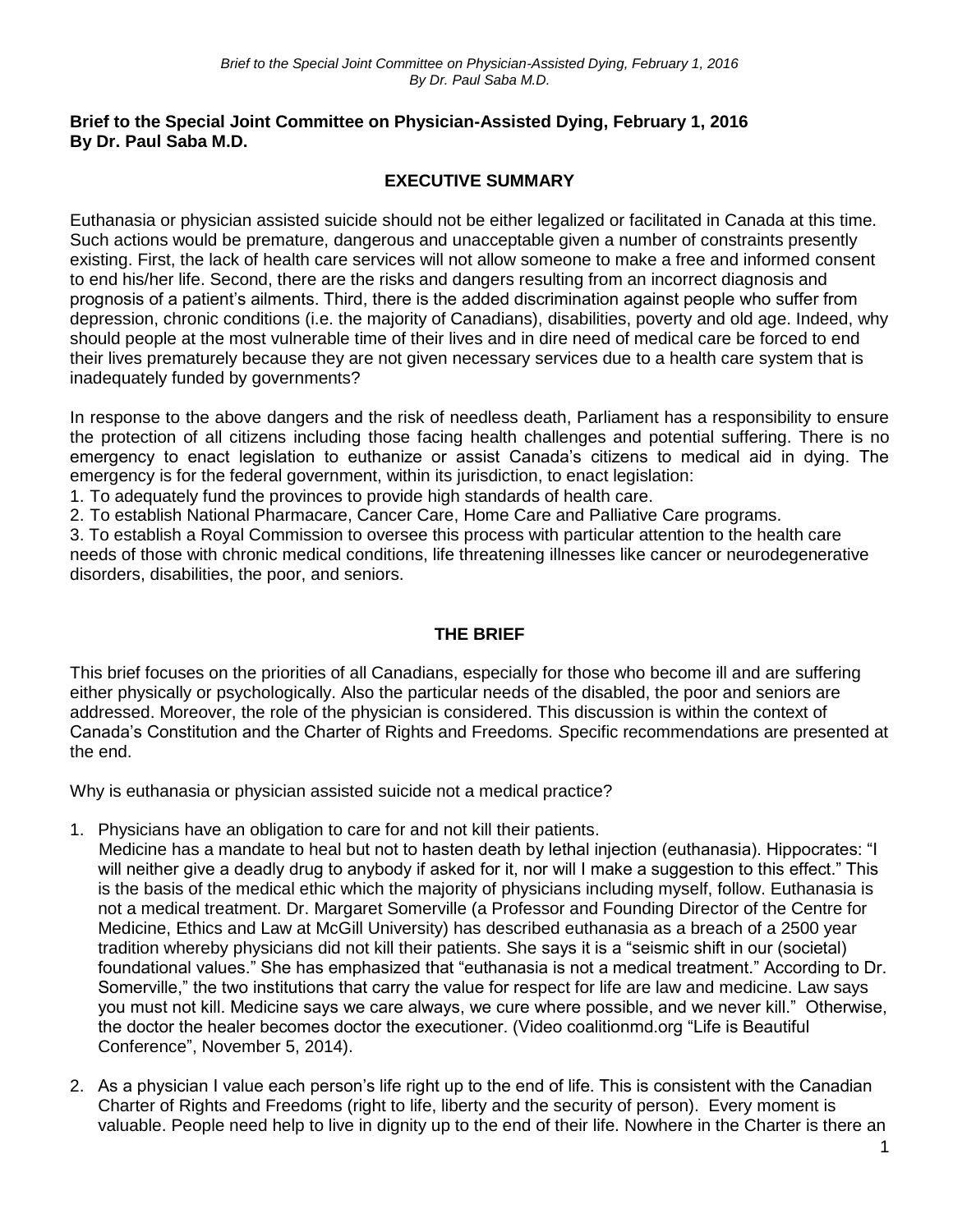**Brief to the Special Joint Committee on Physician-Assisted Dying, February 1, 2016**
**By Dr. Paul Saba M.D.**

## EXECUTIVE SUMMARY

Euthanasia or physician assisted suicide should not be either legalized or facilitated in Canada at this time. Such actions would be premature, dangerous and unacceptable given a number of constraints presently existing. First, the lack of health care services will not allow someone to make a free and informed consent to end his/her life. Second, there are the risks and dangers resulting from an incorrect diagnosis and prognosis of a patient's ailments. Third, there is the added discrimination against people who suffer from depression, chronic conditions (i.e. the majority of Canadians), disabilities, poverty and old age. Indeed, why should people at the most vulnerable time of their lives and in dire need of medical care be forced to end their lives prematurely because they are not given necessary services due to a health care system that is inadequately funded by governments?

In response to the above dangers and the risk of needless death, Parliament has a responsibility to ensure the protection of all citizens including those facing health challenges and potential suffering. There is no emergency to enact legislation to euthanize or assist Canada's citizens to medical aid in dying. The emergency is for the federal government, within its jurisdiction, to enact legislation:

1. To adequately fund the provinces to provide high standards of health care.
2. To establish National Pharmacare, Cancer Care, Home Care and Palliative Care programs.
3. To establish a Royal Commission to oversee this process with particular attention to the health care needs of those with chronic medical conditions, life threatening illnesses like cancer or neurodegenerative disorders, disabilities, the poor, and seniors.

## THE BRIEF

This brief focuses on the priorities of all Canadians, especially for those who become ill and are suffering either physically or psychologically. Also the particular needs of the disabled, the poor and seniors are addressed. Moreover, the role of the physician is considered. This discussion is within the context of Canada's Constitution and the Charter of Rights and Freedoms. Specific recommendations are presented at the end.

Why is euthanasia or physician assisted suicide not a medical practice?

1. Physicians have an obligation to care for and not kill their patients.
   Medicine has a mandate to heal but not to hasten death by lethal injection (euthanasia). Hippocrates: "I will neither give a deadly drug to anybody if asked for it, nor will I make a suggestion to this effect." This is the basis of the medical ethic which the majority of physicians including myself, follow. Euthanasia is not a medical treatment. Dr. Margaret Somerville (a Professor and Founding Director of the Centre for Medicine, Ethics and Law at McGill University) has described euthanasia as a breach of a 2500 year tradition whereby physicians did not kill their patients. She says it is a "seismic shift in our (societal) foundational values." She has emphasized that "euthanasia is not a medical treatment." According to Dr. Somerville," the two institutions that carry the value for respect for life are law and medicine. Law says you must not kill. Medicine says we care always, we cure where possible, and we never kill." Otherwise, the doctor the healer becomes doctor the executioner. (Video coalitionmd.org "Life is Beautiful Conference", November 5, 2014).

2. As a physician I value each person's life right up to the end of life. This is consistent with the Canadian Charter of Rights and Freedoms (right to life, liberty and the security of person). Every moment is valuable. People need help to live in dignity up to the end of their life. Nowhere in the Charter is there an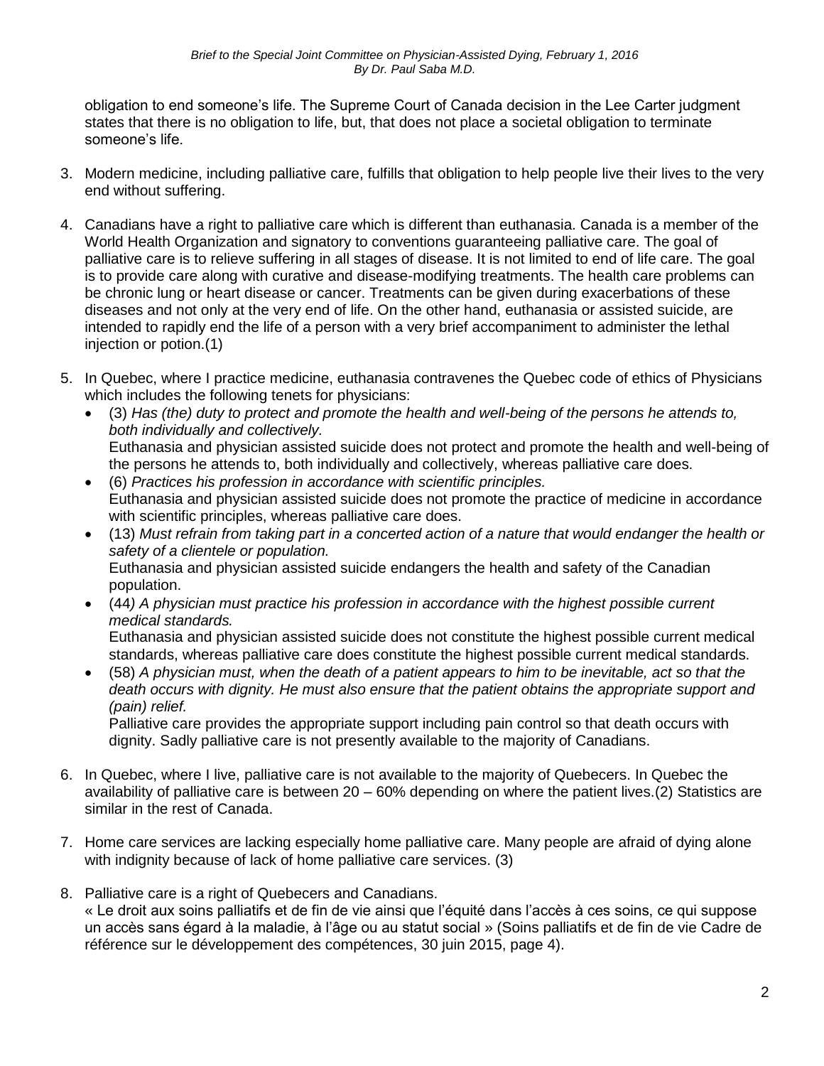obligation to end someone's life. The Supreme Court of Canada decision in the Lee Carter judgment states that there is no obligation to life, but, that does not place a societal obligation to terminate someone's life.

3. Modern medicine, including palliative care, fulfills that obligation to help people live their lives to the very end without suffering.

4. Canadians have a right to palliative care which is different than euthanasia. Canada is a member of the World Health Organization and signatory to conventions guaranteeing palliative care. The goal of palliative care is to relieve suffering in all stages of disease. It is not limited to end of life care. The goal is to provide care along with curative and disease-modifying treatments. The health care problems can be chronic lung or heart disease or cancer. Treatments can be given during exacerbations of these diseases and not only at the very end of life. On the other hand, euthanasia or assisted suicide, are intended to rapidly end the life of a person with a very brief accompaniment to administer the lethal injection or potion.(1)

5. In Quebec, where I practice medicine, euthanasia contravenes the Quebec code of ethics of Physicians which includes the following tenets for physicians:
   - (3) *Has (the) duty to protect and promote the health and well-being of the persons he attends to, both individually and collectively.*
     Euthanasia and physician assisted suicide does not protect and promote the health and well-being of the persons he attends to, both individually and collectively, whereas palliative care does.
   - (6) *Practices his profession in accordance with scientific principles.*
     Euthanasia and physician assisted suicide does not promote the practice of medicine in accordance with scientific principles, whereas palliative care does.
   - (13) *Must refrain from taking part in a concerted action of a nature that would endanger the health or safety of a clientele or population.*
     Euthanasia and physician assisted suicide endangers the health and safety of the Canadian population.
   - (44*) A physician must practice his profession in accordance with the highest possible current medical standards.*
     Euthanasia and physician assisted suicide does not constitute the highest possible current medical standards, whereas palliative care does constitute the highest possible current medical standards.
   - (58) *A physician must, when the death of a patient appears to him to be inevitable, act so that the death occurs with dignity. He must also ensure that the patient obtains the appropriate support and (pain) relief.*
     Palliative care provides the appropriate support including pain control so that death occurs with dignity. Sadly palliative care is not presently available to the majority of Canadians.

6. In Quebec, where I live, palliative care is not available to the majority of Quebecers. In Quebec the availability of palliative care is between 20 – 60% depending on where the patient lives.(2) Statistics are similar in the rest of Canada.

7. Home care services are lacking especially home palliative care. Many people are afraid of dying alone with indignity because of lack of home palliative care services. (3)

8. Palliative care is a right of Quebecers and Canadians.
   « Le droit aux soins palliatifs et de fin de vie ainsi que l'équité dans l'accès à ces soins, ce qui suppose un accès sans égard à la maladie, à l'âge ou au statut social » (Soins palliatifs et de fin de vie Cadre de référence sur le développement des compétences, 30 juin 2015, page 4).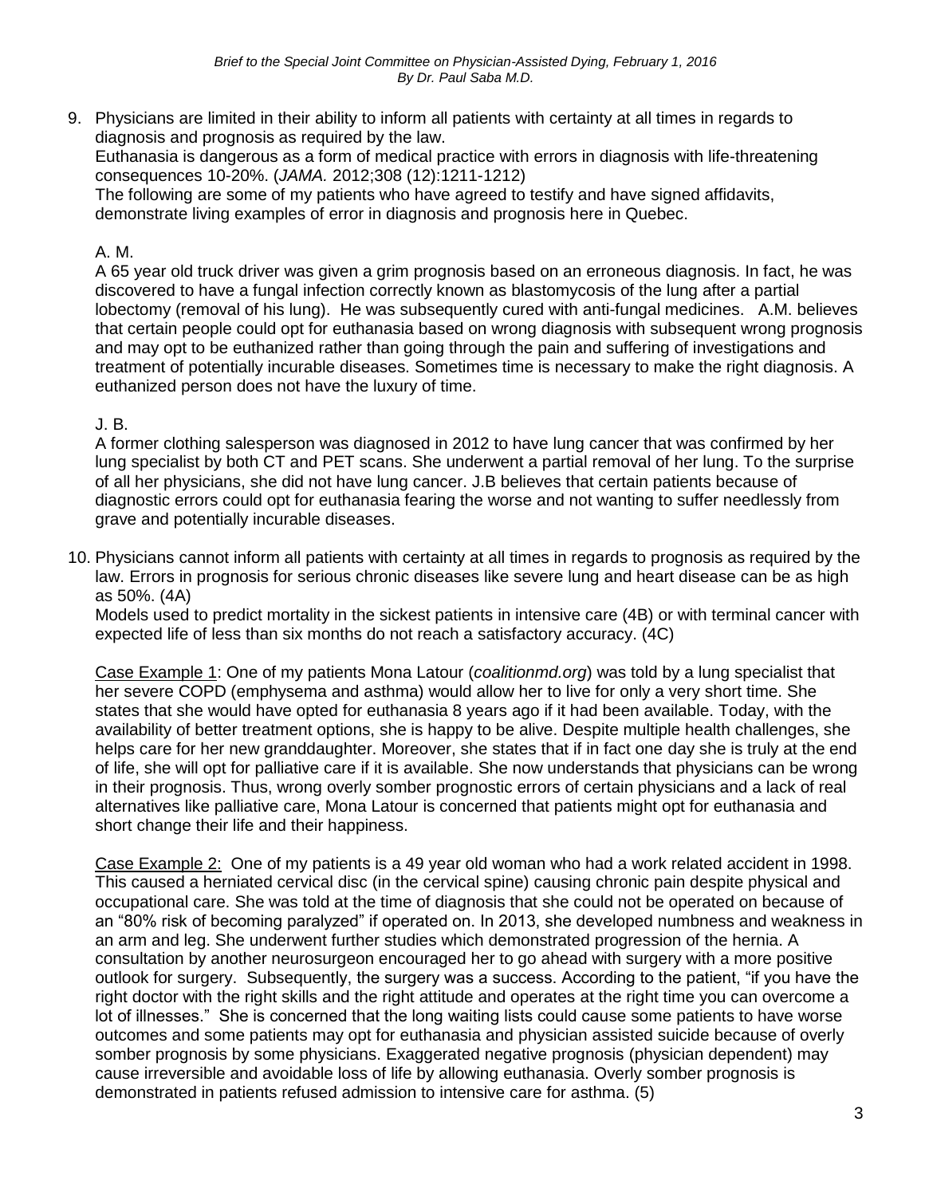9. Physicians are limited in their ability to inform all patients with certainty at all times in regards to diagnosis and prognosis as required by the law.
   Euthanasia is dangerous as a form of medical practice with errors in diagnosis with life-threatening consequences 10-20%. (*JAMA.* 2012;308 (12):1211-1212)
   The following are some of my patients who have agreed to testify and have signed affidavits, demonstrate living examples of error in diagnosis and prognosis here in Quebec.

   A. M.
   A 65 year old truck driver was given a grim prognosis based on an erroneous diagnosis. In fact, he was discovered to have a fungal infection correctly known as blastomycosis of the lung after a partial lobectomy (removal of his lung). He was subsequently cured with anti-fungal medicines. A.M. believes that certain people could opt for euthanasia based on wrong diagnosis with subsequent wrong prognosis and may opt to be euthanized rather than going through the pain and suffering of investigations and treatment of potentially incurable diseases. Sometimes time is necessary to make the right diagnosis. A euthanized person does not have the luxury of time.

   J. B.
   A former clothing salesperson was diagnosed in 2012 to have lung cancer that was confirmed by her lung specialist by both CT and PET scans. She underwent a partial removal of her lung. To the surprise of all her physicians, she did not have lung cancer. J.B believes that certain patients because of diagnostic errors could opt for euthanasia fearing the worse and not wanting to suffer needlessly from grave and potentially incurable diseases.

10. Physicians cannot inform all patients with certainty at all times in regards to prognosis as required by the law. Errors in prognosis for serious chronic diseases like severe lung and heart disease can be as high as 50%. (4A)
    Models used to predict mortality in the sickest patients in intensive care (4B) or with terminal cancer with expected life of less than six months do not reach a satisfactory accuracy. (4C)

    <u>Case Example 1</u>: One of my patients Mona Latour (*coalitionmd.org*) was told by a lung specialist that her severe COPD (emphysema and asthma) would allow her to live for only a very short time. She states that she would have opted for euthanasia 8 years ago if it had been available. Today, with the availability of better treatment options, she is happy to be alive. Despite multiple health challenges, she helps care for her new granddaughter. Moreover, she states that if in fact one day she is truly at the end of life, she will opt for palliative care if it is available. She now understands that physicians can be wrong in their prognosis. Thus, wrong overly somber prognostic errors of certain physicians and a lack of real alternatives like palliative care, Mona Latour is concerned that patients might opt for euthanasia and short change their life and their happiness.

    <u>Case Example 2:</u> One of my patients is a 49 year old woman who had a work related accident in 1998. This caused a herniated cervical disc (in the cervical spine) causing chronic pain despite physical and occupational care. She was told at the time of diagnosis that she could not be operated on because of an "80% risk of becoming paralyzed" if operated on. In 2013, she developed numbness and weakness in an arm and leg. She underwent further studies which demonstrated progression of the hernia. A consultation by another neurosurgeon encouraged her to go ahead with surgery with a more positive outlook for surgery. Subsequently, the surgery was a success. According to the patient, "if you have the right doctor with the right skills and the right attitude and operates at the right time you can overcome a lot of illnesses." She is concerned that the long waiting lists could cause some patients to have worse outcomes and some patients may opt for euthanasia and physician assisted suicide because of overly somber prognosis by some physicians. Exaggerated negative prognosis (physician dependent) may cause irreversible and avoidable loss of life by allowing euthanasia. Overly somber prognosis is demonstrated in patients refused admission to intensive care for asthma. (5)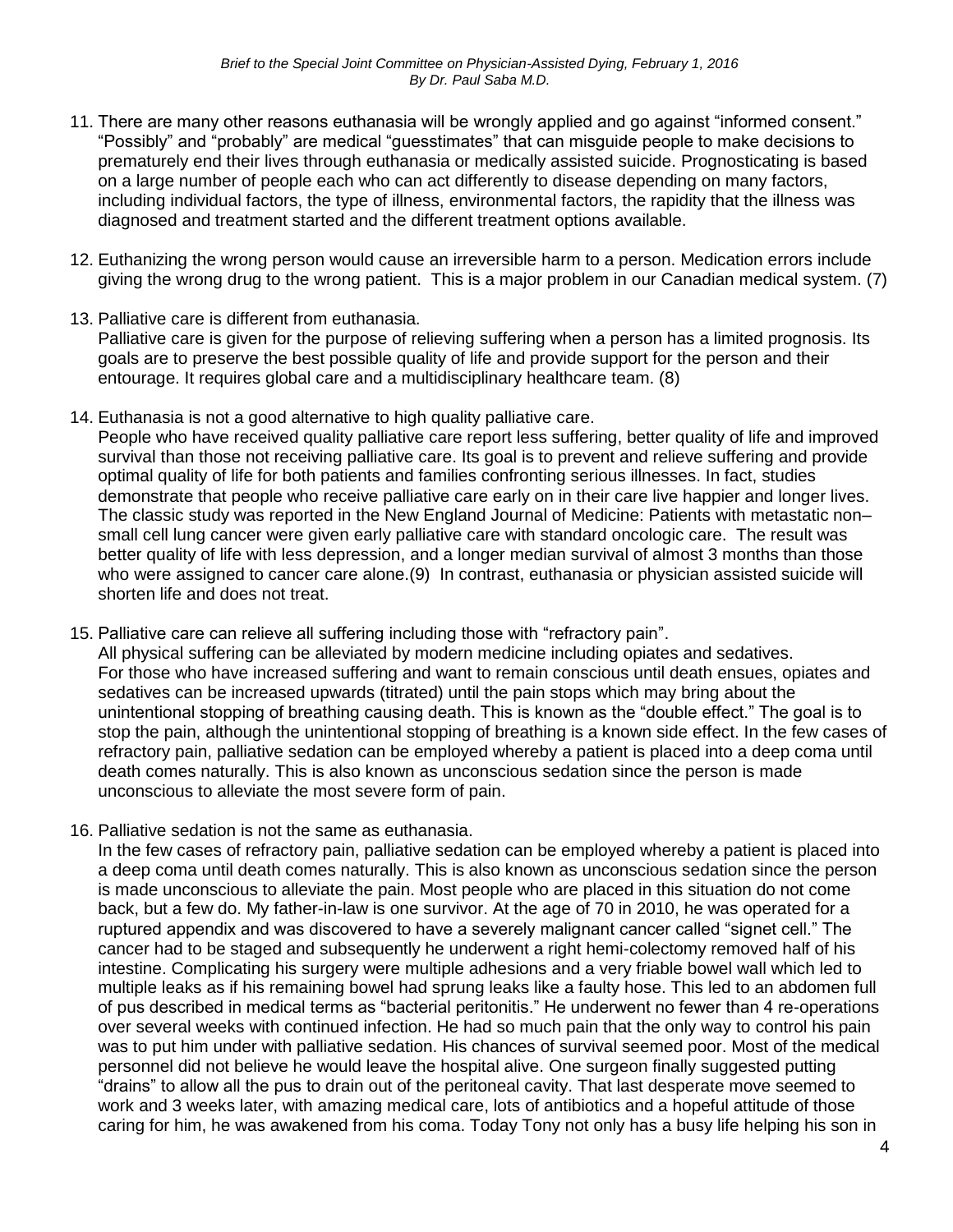11. There are many other reasons euthanasia will be wrongly applied and go against “informed consent.” “Possibly” and “probably” are medical “guesstimates” that can misguide people to make decisions to prematurely end their lives through euthanasia or medically assisted suicide. Prognosticating is based on a large number of people each who can act differently to disease depending on many factors, including individual factors, the type of illness, environmental factors, the rapidity that the illness was diagnosed and treatment started and the different treatment options available.

12. Euthanizing the wrong person would cause an irreversible harm to a person. Medication errors include giving the wrong drug to the wrong patient. This is a major problem in our Canadian medical system. (7)

13. Palliative care is different from euthanasia.
    Palliative care is given for the purpose of relieving suffering when a person has a limited prognosis. Its goals are to preserve the best possible quality of life and provide support for the person and their entourage. It requires global care and a multidisciplinary healthcare team. (8)

14. Euthanasia is not a good alternative to high quality palliative care.
    People who have received quality palliative care report less suffering, better quality of life and improved survival than those not receiving palliative care. Its goal is to prevent and relieve suffering and provide optimal quality of life for both patients and families confronting serious illnesses. In fact, studies demonstrate that people who receive palliative care early on in their care live happier and longer lives. The classic study was reported in the New England Journal of Medicine: Patients with metastatic non–small cell lung cancer were given early palliative care with standard oncologic care. The result was better quality of life with less depression, and a longer median survival of almost 3 months than those who were assigned to cancer care alone.(9) In contrast, euthanasia or physician assisted suicide will shorten life and does not treat.

15. Palliative care can relieve all suffering including those with “refractory pain”.
    All physical suffering can be alleviated by modern medicine including opiates and sedatives. For those who have increased suffering and want to remain conscious until death ensues, opiates and sedatives can be increased upwards (titrated) until the pain stops which may bring about the unintentional stopping of breathing causing death. This is known as the “double effect.” The goal is to stop the pain, although the unintentional stopping of breathing is a known side effect. In the few cases of refractory pain, palliative sedation can be employed whereby a patient is placed into a deep coma until death comes naturally. This is also known as unconscious sedation since the person is made unconscious to alleviate the most severe form of pain.

16. Palliative sedation is not the same as euthanasia.
    In the few cases of refractory pain, palliative sedation can be employed whereby a patient is placed into a deep coma until death comes naturally. This is also known as unconscious sedation since the person is made unconscious to alleviate the pain. Most people who are placed in this situation do not come back, but a few do. My father-in-law is one survivor. At the age of 70 in 2010, he was operated for a ruptured appendix and was discovered to have a severely malignant cancer called “signet cell.” The cancer had to be staged and subsequently he underwent a right hemi-colectomy removed half of his intestine. Complicating his surgery were multiple adhesions and a very friable bowel wall which led to multiple leaks as if his remaining bowel had sprung leaks like a faulty hose. This led to an abdomen full of pus described in medical terms as “bacterial peritonitis.” He underwent no fewer than 4 re-operations over several weeks with continued infection. He had so much pain that the only way to control his pain was to put him under with palliative sedation. His chances of survival seemed poor. Most of the medical personnel did not believe he would leave the hospital alive. One surgeon finally suggested putting “drains” to allow all the pus to drain out of the peritoneal cavity. That last desperate move seemed to work and 3 weeks later, with amazing medical care, lots of antibiotics and a hopeful attitude of those caring for him, he was awakened from his coma. Today Tony not only has a busy life helping his son in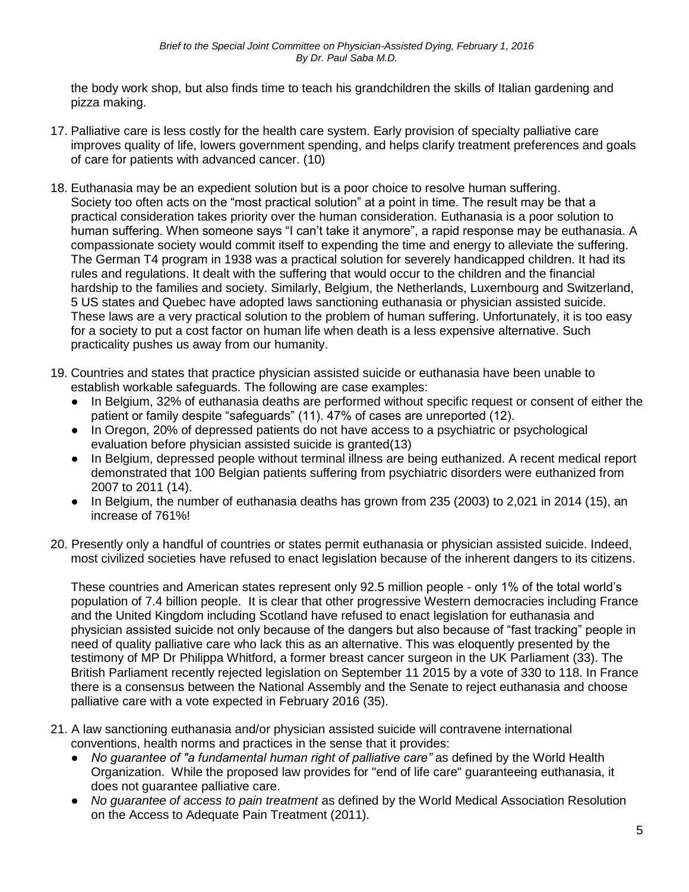the body work shop, but also finds time to teach his grandchildren the skills of Italian gardening and pizza making.

17. Palliative care is less costly for the health care system. Early provision of specialty palliative care improves quality of life, lowers government spending, and helps clarify treatment preferences and goals of care for patients with advanced cancer. (10)

18. Euthanasia may be an expedient solution but is a poor choice to resolve human suffering. Society too often acts on the "most practical solution" at a point in time. The result may be that a practical consideration takes priority over the human consideration. Euthanasia is a poor solution to human suffering. When someone says "I can't take it anymore", a rapid response may be euthanasia. A compassionate society would commit itself to expending the time and energy to alleviate the suffering. The German T4 program in 1938 was a practical solution for severely handicapped children. It had its rules and regulations. It dealt with the suffering that would occur to the children and the financial hardship to the families and society. Similarly, Belgium, the Netherlands, Luxembourg and Switzerland, 5 US states and Quebec have adopted laws sanctioning euthanasia or physician assisted suicide. These laws are a very practical solution to the problem of human suffering. Unfortunately, it is too easy for a society to put a cost factor on human life when death is a less expensive alternative. Such practicality pushes us away from our humanity.

19. Countries and states that practice physician assisted suicide or euthanasia have been unable to establish workable safeguards. The following are case examples:
    - In Belgium, 32% of euthanasia deaths are performed without specific request or consent of either the patient or family despite "safeguards" (11). 47% of cases are unreported (12).
    - In Oregon, 20% of depressed patients do not have access to a psychiatric or psychological evaluation before physician assisted suicide is granted(13)
    - In Belgium, depressed people without terminal illness are being euthanized. A recent medical report demonstrated that 100 Belgian patients suffering from psychiatric disorders were euthanized from 2007 to 2011 (14).
    - In Belgium, the number of euthanasia deaths has grown from 235 (2003) to 2,021 in 2014 (15), an increase of 761%!

20. Presently only a handful of countries or states permit euthanasia or physician assisted suicide. Indeed, most civilized societies have refused to enact legislation because of the inherent dangers to its citizens.

    These countries and American states represent only 92.5 million people - only 1% of the total world's population of 7.4 billion people. It is clear that other progressive Western democracies including France and the United Kingdom including Scotland have refused to enact legislation for euthanasia and physician assisted suicide not only because of the dangers but also because of "fast tracking" people in need of quality palliative care who lack this as an alternative. This was eloquently presented by the testimony of MP Dr Philippa Whitford, a former breast cancer surgeon in the UK Parliament (33). The British Parliament recently rejected legislation on September 11 2015 by a vote of 330 to 118. In France there is a consensus between the National Assembly and the Senate to reject euthanasia and choose palliative care with a vote expected in February 2016 (35).

21. A law sanctioning euthanasia and/or physician assisted suicide will contravene international conventions, health norms and practices in the sense that it provides:
    - *No guarantee of "a fundamental human right of palliative care"* as defined by the World Health Organization. While the proposed law provides for "end of life care" guaranteeing euthanasia, it does not guarantee palliative care.
    - *No guarantee of access to pain treatment* as defined by the World Medical Association Resolution on the Access to Adequate Pain Treatment (2011).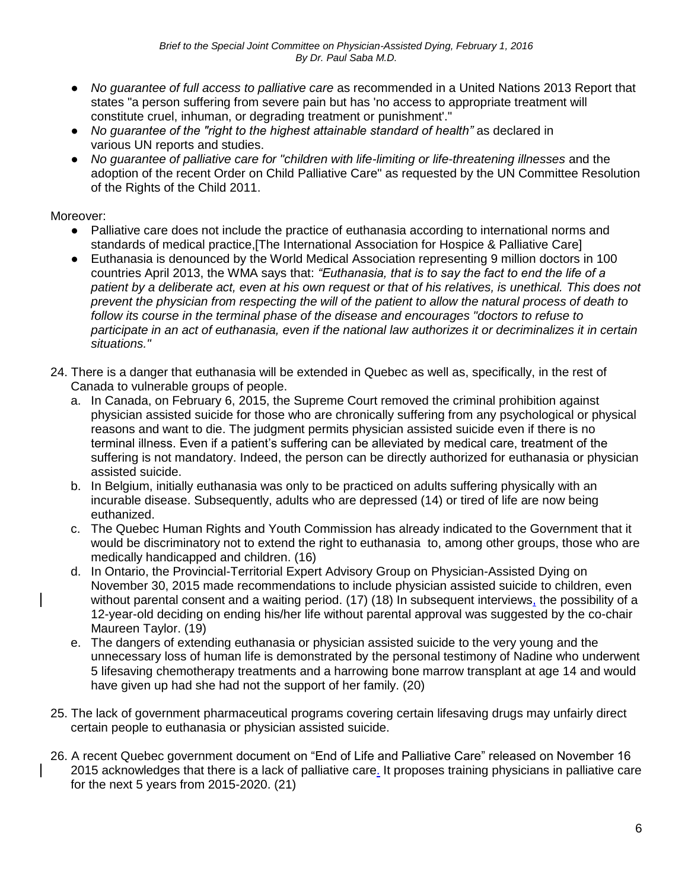- *No guarantee of full access to palliative care* as recommended in a United Nations 2013 Report that states "a person suffering from severe pain but has 'no access to appropriate treatment will constitute cruel, inhuman, or degrading treatment or punishment'."
- *No guarantee of the "right to the highest attainable standard of health"* as declared in various UN reports and studies.
- *No guarantee of palliative care for "children with life-limiting or life-threatening illnesses* and the adoption of the recent Order on Child Palliative Care" as requested by the UN Committee Resolution of the Rights of the Child 2011.

Moreover:

- Palliative care does not include the practice of euthanasia according to international norms and standards of medical practice,[The International Association for Hospice & Palliative Care]
- Euthanasia is denounced by the World Medical Association representing 9 million doctors in 100 countries April 2013, the WMA says that: *"Euthanasia, that is to say the fact to end the life of a patient by a deliberate act, even at his own request or that of his relatives, is unethical. This does not prevent the physician from respecting the will of the patient to allow the natural process of death to follow its course in the terminal phase of the disease and encourages "doctors to refuse to participate in an act of euthanasia, even if the national law authorizes it or decriminalizes it in certain situations."*

24. There is a danger that euthanasia will be extended in Quebec as well as, specifically, in the rest of Canada to vulnerable groups of people.
    a. In Canada, on February 6, 2015, the Supreme Court removed the criminal prohibition against physician assisted suicide for those who are chronically suffering from any psychological or physical reasons and want to die. The judgment permits physician assisted suicide even if there is no terminal illness. Even if a patient's suffering can be alleviated by medical care, treatment of the suffering is not mandatory. Indeed, the person can be directly authorized for euthanasia or physician assisted suicide.
    b. In Belgium, initially euthanasia was only to be practiced on adults suffering physically with an incurable disease. Subsequently, adults who are depressed (14) or tired of life are now being euthanized.
    c. The Quebec Human Rights and Youth Commission has already indicated to the Government that it would be discriminatory not to extend the right to euthanasia to, among other groups, those who are medically handicapped and children. (16)
    d. In Ontario, the Provincial-Territorial Expert Advisory Group on Physician-Assisted Dying on November 30, 2015 made recommendations to include physician assisted suicide to children, even without parental consent and a waiting period. (17) (18) In subsequent interviews, the possibility of a 12-year-old deciding on ending his/her life without parental approval was suggested by the co-chair Maureen Taylor. (19)
    e. The dangers of extending euthanasia or physician assisted suicide to the very young and the unnecessary loss of human life is demonstrated by the personal testimony of Nadine who underwent 5 lifesaving chemotherapy treatments and a harrowing bone marrow transplant at age 14 and would have given up had she had not the support of her family. (20)

25. The lack of government pharmaceutical programs covering certain lifesaving drugs may unfairly direct certain people to euthanasia or physician assisted suicide.

26. A recent Quebec government document on "End of Life and Palliative Care" released on November 16 2015 acknowledges that there is a lack of palliative care. It proposes training physicians in palliative care for the next 5 years from 2015-2020. (21)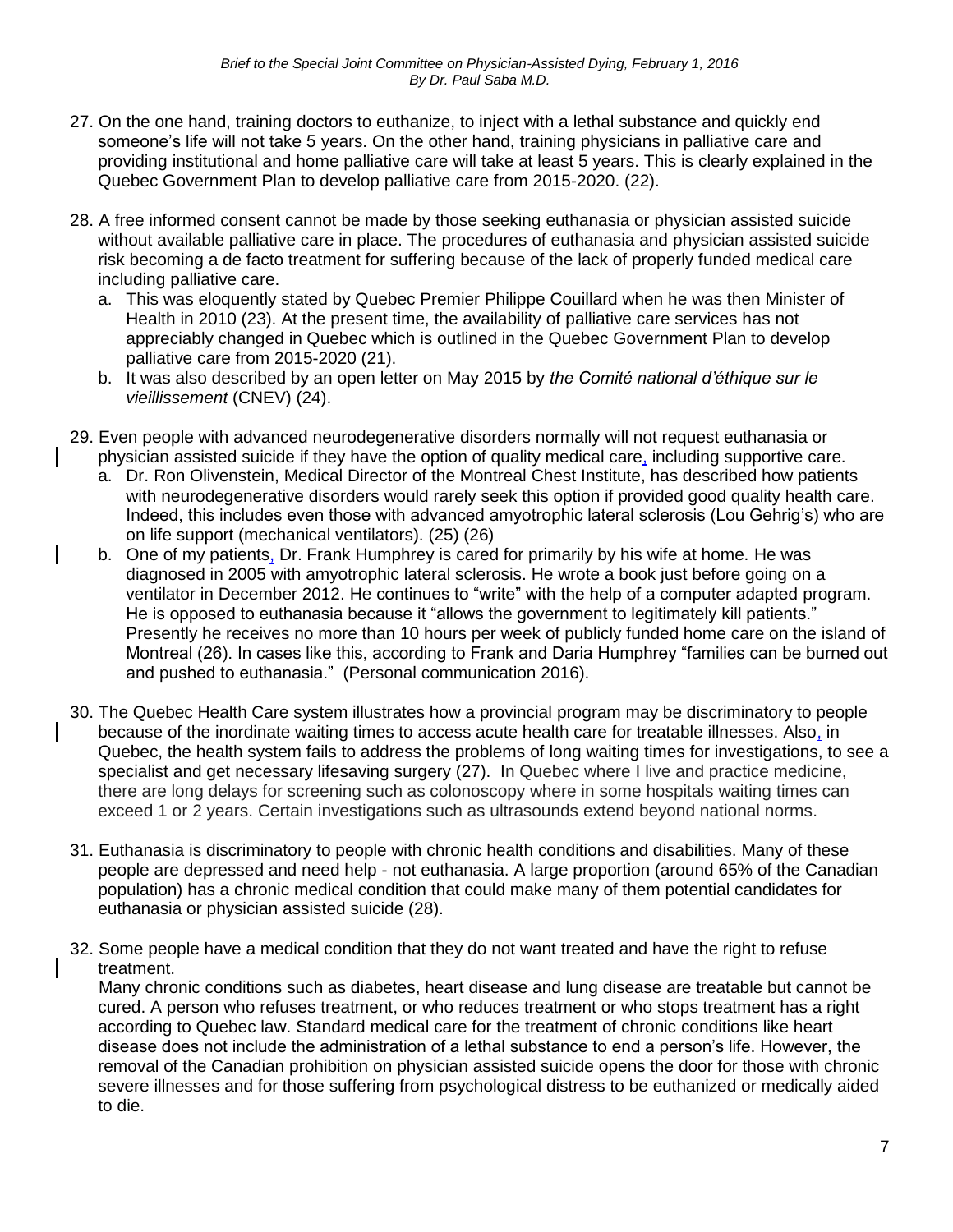27. On the one hand, training doctors to euthanize, to inject with a lethal substance and quickly end someone's life will not take 5 years. On the other hand, training physicians in palliative care and providing institutional and home palliative care will take at least 5 years. This is clearly explained in the Quebec Government Plan to develop palliative care from 2015-2020. (22).

28. A free informed consent cannot be made by those seeking euthanasia or physician assisted suicide without available palliative care in place. The procedures of euthanasia and physician assisted suicide risk becoming a de facto treatment for suffering because of the lack of properly funded medical care including palliative care.
    a. This was eloquently stated by Quebec Premier Philippe Couillard when he was then Minister of Health in 2010 (23). At the present time, the availability of palliative care services has not appreciably changed in Quebec which is outlined in the Quebec Government Plan to develop palliative care from 2015-2020 (21).
    b. It was also described by an open letter on May 2015 by *the Comité national d'éthique sur le vieillissement* (CNEV) (24).

29. Even people with advanced neurodegenerative disorders normally will not request euthanasia or physician assisted suicide if they have the option of quality medical care, including supportive care.
    a. Dr. Ron Olivenstein, Medical Director of the Montreal Chest Institute, has described how patients with neurodegenerative disorders would rarely seek this option if provided good quality health care. Indeed, this includes even those with advanced amyotrophic lateral sclerosis (Lou Gehrig's) who are on life support (mechanical ventilators). (25) (26)
    b. One of my patients, Dr. Frank Humphrey is cared for primarily by his wife at home. He was diagnosed in 2005 with amyotrophic lateral sclerosis. He wrote a book just before going on a ventilator in December 2012. He continues to "write" with the help of a computer adapted program. He is opposed to euthanasia because it "allows the government to legitimately kill patients." Presently he receives no more than 10 hours per week of publicly funded home care on the island of Montreal (26). In cases like this, according to Frank and Daria Humphrey "families can be burned out and pushed to euthanasia." (Personal communication 2016).

30. The Quebec Health Care system illustrates how a provincial program may be discriminatory to people because of the inordinate waiting times to access acute health care for treatable illnesses. Also, in Quebec, the health system fails to address the problems of long waiting times for investigations, to see a specialist and get necessary lifesaving surgery (27). In Quebec where I live and practice medicine, there are long delays for screening such as colonoscopy where in some hospitals waiting times can exceed 1 or 2 years. Certain investigations such as ultrasounds extend beyond national norms.

31. Euthanasia is discriminatory to people with chronic health conditions and disabilities. Many of these people are depressed and need help - not euthanasia. A large proportion (around 65% of the Canadian population) has a chronic medical condition that could make many of them potential candidates for euthanasia or physician assisted suicide (28).

32. Some people have a medical condition that they do not want treated and have the right to refuse treatment.
    Many chronic conditions such as diabetes, heart disease and lung disease are treatable but cannot be cured. A person who refuses treatment, or who reduces treatment or who stops treatment has a right according to Quebec law. Standard medical care for the treatment of chronic conditions like heart disease does not include the administration of a lethal substance to end a person's life. However, the removal of the Canadian prohibition on physician assisted suicide opens the door for those with chronic severe illnesses and for those suffering from psychological distress to be euthanized or medically aided to die.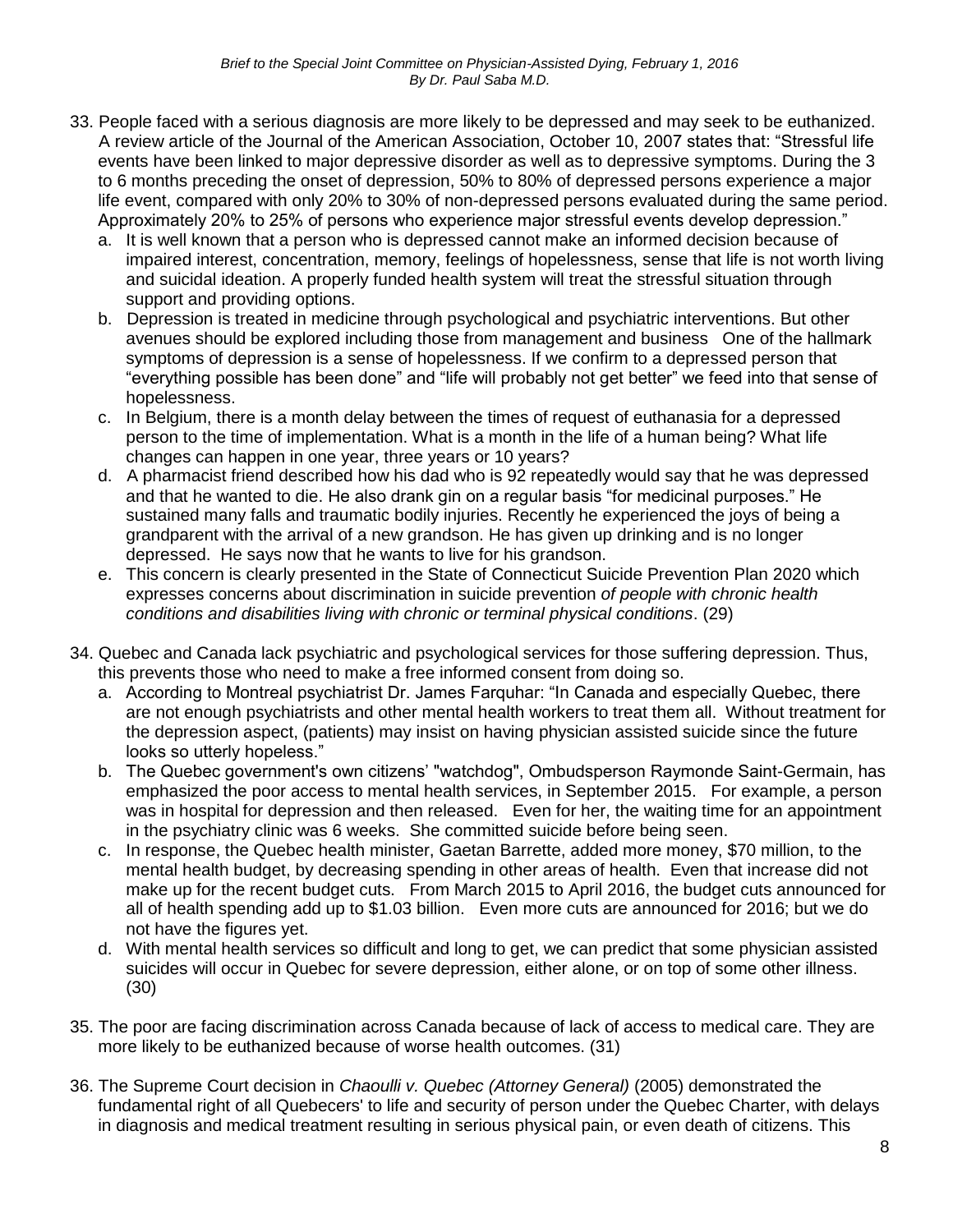33. People faced with a serious diagnosis are more likely to be depressed and may seek to be euthanized. A review article of the Journal of the American Association, October 10, 2007 states that: "Stressful life events have been linked to major depressive disorder as well as to depressive symptoms. During the 3 to 6 months preceding the onset of depression, 50% to 80% of depressed persons experience a major life event, compared with only 20% to 30% of non-depressed persons evaluated during the same period. Approximately 20% to 25% of persons who experience major stressful events develop depression."
    a. It is well known that a person who is depressed cannot make an informed decision because of impaired interest, concentration, memory, feelings of hopelessness, sense that life is not worth living and suicidal ideation. A properly funded health system will treat the stressful situation through support and providing options.
    b. Depression is treated in medicine through psychological and psychiatric interventions. But other avenues should be explored including those from management and business One of the hallmark symptoms of depression is a sense of hopelessness. If we confirm to a depressed person that "everything possible has been done" and "life will probably not get better" we feed into that sense of hopelessness.
    c. In Belgium, there is a month delay between the times of request of euthanasia for a depressed person to the time of implementation. What is a month in the life of a human being? What life changes can happen in one year, three years or 10 years?
    d. A pharmacist friend described how his dad who is 92 repeatedly would say that he was depressed and that he wanted to die. He also drank gin on a regular basis "for medicinal purposes." He sustained many falls and traumatic bodily injuries. Recently he experienced the joys of being a grandparent with the arrival of a new grandson. He has given up drinking and is no longer depressed. He says now that he wants to live for his grandson.
    e. This concern is clearly presented in the State of Connecticut Suicide Prevention Plan 2020 which expresses concerns about discrimination in suicide prevention *of people with chronic health conditions and disabilities living with chronic or terminal physical conditions*. (29)

34. Quebec and Canada lack psychiatric and psychological services for those suffering depression. Thus, this prevents those who need to make a free informed consent from doing so.
    a. According to Montreal psychiatrist Dr. James Farquhar: "In Canada and especially Quebec, there are not enough psychiatrists and other mental health workers to treat them all. Without treatment for the depression aspect, (patients) may insist on having physician assisted suicide since the future looks so utterly hopeless."
    b. The Quebec government's own citizens' "watchdog", Ombudsperson Raymonde Saint-Germain, has emphasized the poor access to mental health services, in September 2015. For example, a person was in hospital for depression and then released. Even for her, the waiting time for an appointment in the psychiatry clinic was 6 weeks. She committed suicide before being seen.
    c. In response, the Quebec health minister, Gaetan Barrette, added more money, $70 million, to the mental health budget, by decreasing spending in other areas of health. Even that increase did not make up for the recent budget cuts. From March 2015 to April 2016, the budget cuts announced for all of health spending add up to $1.03 billion. Even more cuts are announced for 2016; but we do not have the figures yet.
    d. With mental health services so difficult and long to get, we can predict that some physician assisted suicides will occur in Quebec for severe depression, either alone, or on top of some other illness. (30)

35. The poor are facing discrimination across Canada because of lack of access to medical care. They are more likely to be euthanized because of worse health outcomes. (31)

36. The Supreme Court decision in *Chaoulli v. Quebec (Attorney General)* (2005) demonstrated the fundamental right of all Quebecers' to life and security of person under the Quebec Charter, with delays in diagnosis and medical treatment resulting in serious physical pain, or even death of citizens. This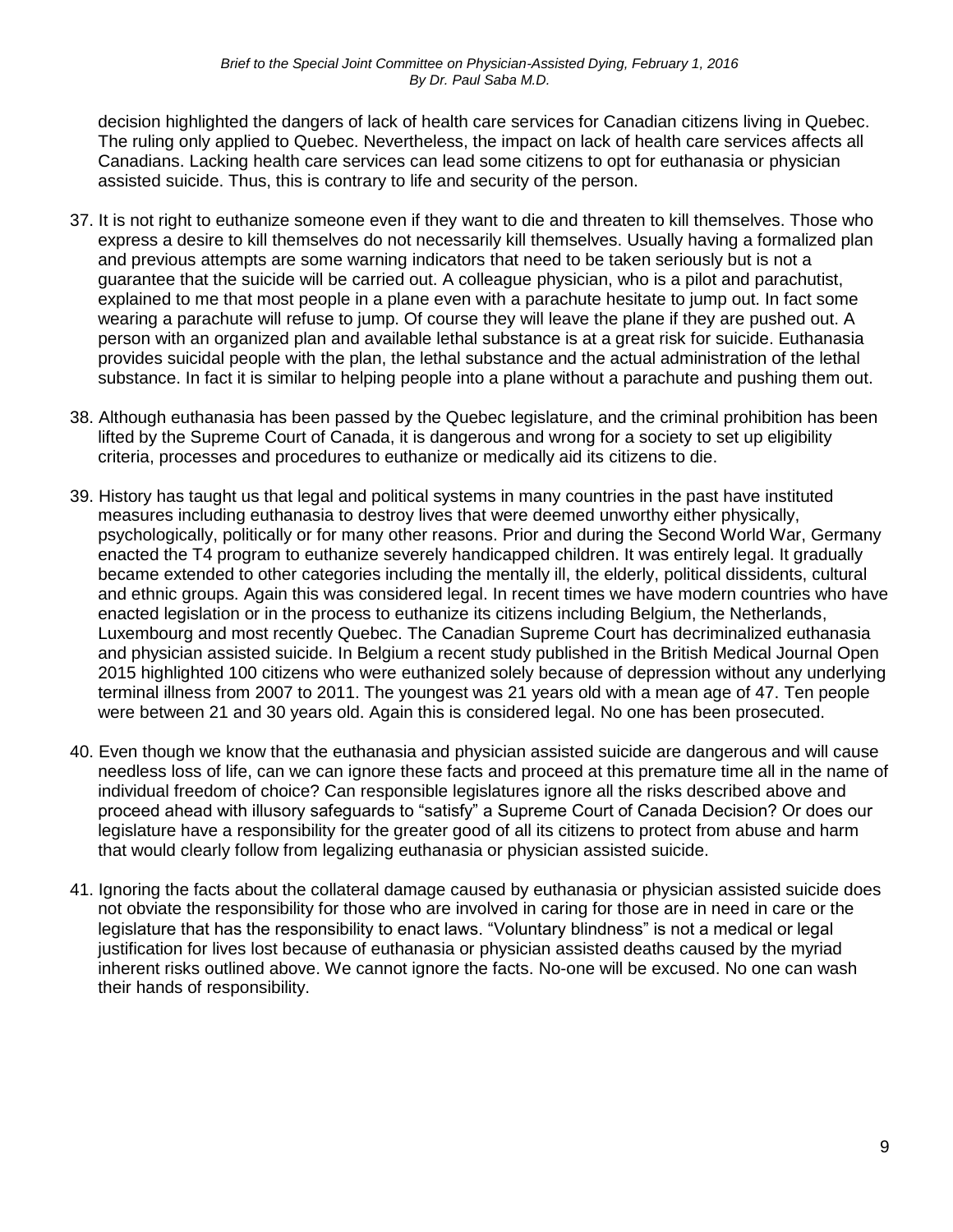decision highlighted the dangers of lack of health care services for Canadian citizens living in Quebec. The ruling only applied to Quebec. Nevertheless, the impact on lack of health care services affects all Canadians. Lacking health care services can lead some citizens to opt for euthanasia or physician assisted suicide. Thus, this is contrary to life and security of the person.

37. It is not right to euthanize someone even if they want to die and threaten to kill themselves. Those who express a desire to kill themselves do not necessarily kill themselves. Usually having a formalized plan and previous attempts are some warning indicators that need to be taken seriously but is not a guarantee that the suicide will be carried out. A colleague physician, who is a pilot and parachutist, explained to me that most people in a plane even with a parachute hesitate to jump out. In fact some wearing a parachute will refuse to jump. Of course they will leave the plane if they are pushed out. A person with an organized plan and available lethal substance is at a great risk for suicide. Euthanasia provides suicidal people with the plan, the lethal substance and the actual administration of the lethal substance. In fact it is similar to helping people into a plane without a parachute and pushing them out.

38. Although euthanasia has been passed by the Quebec legislature, and the criminal prohibition has been lifted by the Supreme Court of Canada, it is dangerous and wrong for a society to set up eligibility criteria, processes and procedures to euthanize or medically aid its citizens to die.

39. History has taught us that legal and political systems in many countries in the past have instituted measures including euthanasia to destroy lives that were deemed unworthy either physically, psychologically, politically or for many other reasons. Prior and during the Second World War, Germany enacted the T4 program to euthanize severely handicapped children. It was entirely legal. It gradually became extended to other categories including the mentally ill, the elderly, political dissidents, cultural and ethnic groups. Again this was considered legal. In recent times we have modern countries who have enacted legislation or in the process to euthanize its citizens including Belgium, the Netherlands, Luxembourg and most recently Quebec. The Canadian Supreme Court has decriminalized euthanasia and physician assisted suicide. In Belgium a recent study published in the British Medical Journal Open 2015 highlighted 100 citizens who were euthanized solely because of depression without any underlying terminal illness from 2007 to 2011. The youngest was 21 years old with a mean age of 47. Ten people were between 21 and 30 years old. Again this is considered legal. No one has been prosecuted.

40. Even though we know that the euthanasia and physician assisted suicide are dangerous and will cause needless loss of life, can we can ignore these facts and proceed at this premature time all in the name of individual freedom of choice? Can responsible legislatures ignore all the risks described above and proceed ahead with illusory safeguards to "satisfy" a Supreme Court of Canada Decision? Or does our legislature have a responsibility for the greater good of all its citizens to protect from abuse and harm that would clearly follow from legalizing euthanasia or physician assisted suicide.

41. Ignoring the facts about the collateral damage caused by euthanasia or physician assisted suicide does not obviate the responsibility for those who are involved in caring for those are in need in care or the legislature that has the responsibility to enact laws. "Voluntary blindness" is not a medical or legal justification for lives lost because of euthanasia or physician assisted deaths caused by the myriad inherent risks outlined above. We cannot ignore the facts. No-one will be excused. No one can wash their hands of responsibility.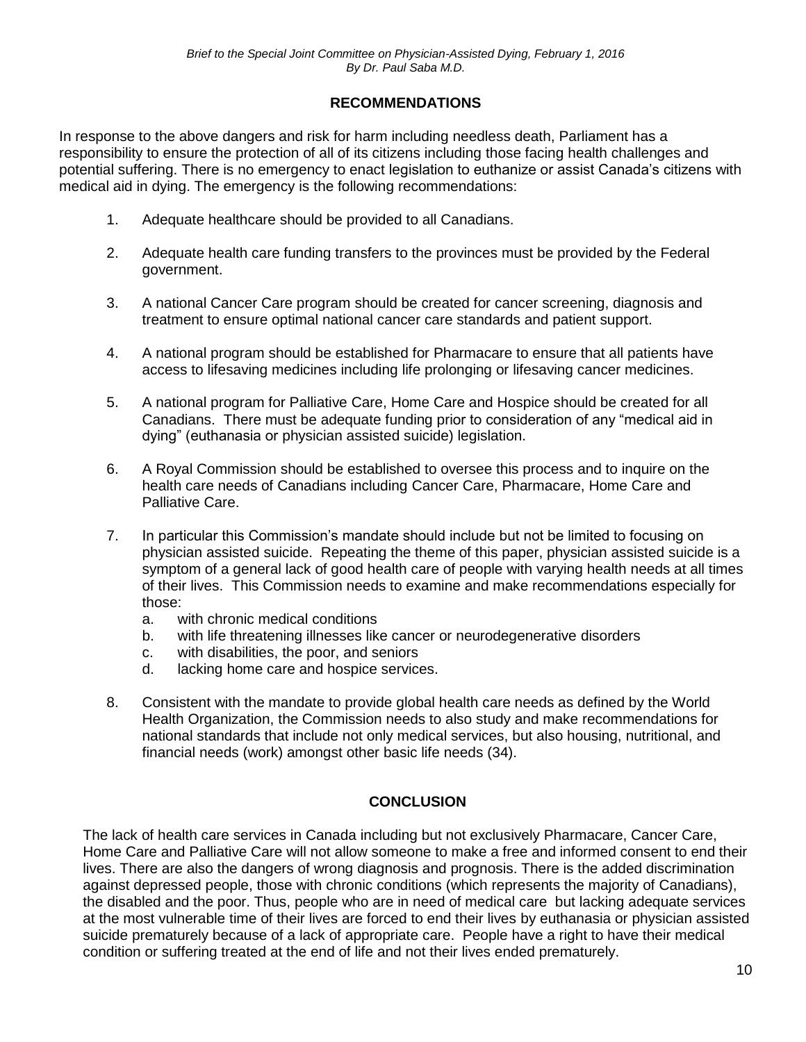## RECOMMENDATIONS

In response to the above dangers and risk for harm including needless death, Parliament has a responsibility to ensure the protection of all of its citizens including those facing health challenges and potential suffering. There is no emergency to enact legislation to euthanize or assist Canada's citizens with medical aid in dying. The emergency is the following recommendations:

1. Adequate healthcare should be provided to all Canadians.

2. Adequate health care funding transfers to the provinces must be provided by the Federal government.

3. A national Cancer Care program should be created for cancer screening, diagnosis and treatment to ensure optimal national cancer care standards and patient support.

4. A national program should be established for Pharmacare to ensure that all patients have access to lifesaving medicines including life prolonging or lifesaving cancer medicines.

5. A national program for Palliative Care, Home Care and Hospice should be created for all Canadians. There must be adequate funding prior to consideration of any "medical aid in dying" (euthanasia or physician assisted suicide) legislation.

6. A Royal Commission should be established to oversee this process and to inquire on the health care needs of Canadians including Cancer Care, Pharmacare, Home Care and Palliative Care.

7. In particular this Commission's mandate should include but not be limited to focusing on physician assisted suicide. Repeating the theme of this paper, physician assisted suicide is a symptom of a general lack of good health care of people with varying health needs at all times of their lives. This Commission needs to examine and make recommendations especially for those:
   a. with chronic medical conditions
   b. with life threatening illnesses like cancer or neurodegenerative disorders
   c. with disabilities, the poor, and seniors
   d. lacking home care and hospice services.

8. Consistent with the mandate to provide global health care needs as defined by the World Health Organization, the Commission needs to also study and make recommendations for national standards that include not only medical services, but also housing, nutritional, and financial needs (work) amongst other basic life needs (34).

## CONCLUSION

The lack of health care services in Canada including but not exclusively Pharmacare, Cancer Care, Home Care and Palliative Care will not allow someone to make a free and informed consent to end their lives. There are also the dangers of wrong diagnosis and prognosis. There is the added discrimination against depressed people, those with chronic conditions (which represents the majority of Canadians), the disabled and the poor. Thus, people who are in need of medical care but lacking adequate services at the most vulnerable time of their lives are forced to end their lives by euthanasia or physician assisted suicide prematurely because of a lack of appropriate care. People have a right to have their medical condition or suffering treated at the end of life and not their lives ended prematurely.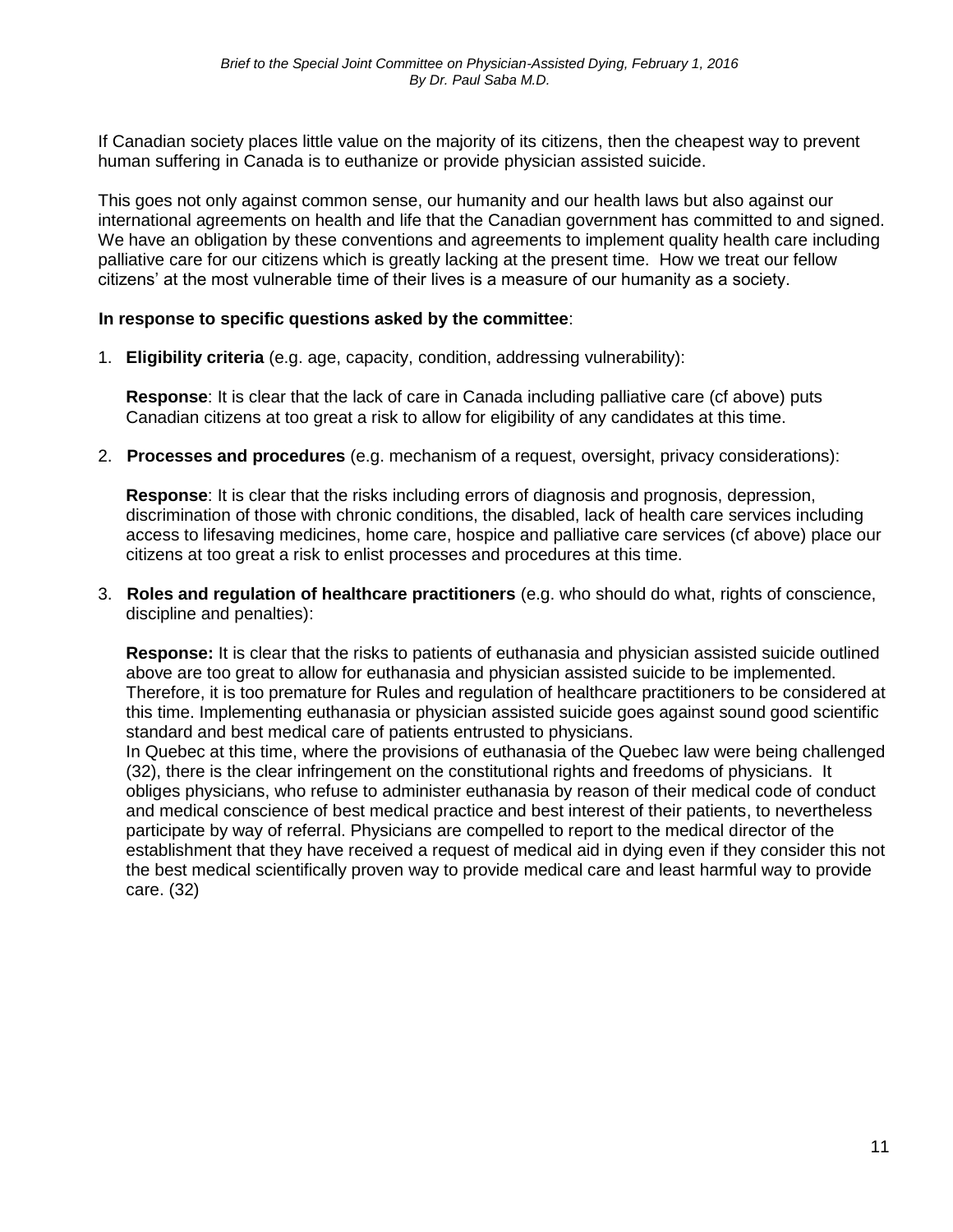If Canadian society places little value on the majority of its citizens, then the cheapest way to prevent human suffering in Canada is to euthanize or provide physician assisted suicide.

This goes not only against common sense, our humanity and our health laws but also against our international agreements on health and life that the Canadian government has committed to and signed. We have an obligation by these conventions and agreements to implement quality health care including palliative care for our citizens which is greatly lacking at the present time. How we treat our fellow citizens' at the most vulnerable time of their lives is a measure of our humanity as a society.

**In response to specific questions asked by the committee**:

1. **Eligibility criteria** (e.g. age, capacity, condition, addressing vulnerability):

   **Response**: It is clear that the lack of care in Canada including palliative care (cf above) puts Canadian citizens at too great a risk to allow for eligibility of any candidates at this time.

2. **Processes and procedures** (e.g. mechanism of a request, oversight, privacy considerations):

   **Response**: It is clear that the risks including errors of diagnosis and prognosis, depression, discrimination of those with chronic conditions, the disabled, lack of health care services including access to lifesaving medicines, home care, hospice and palliative care services (cf above) place our citizens at too great a risk to enlist processes and procedures at this time.

3. **Roles and regulation of healthcare practitioners** (e.g. who should do what, rights of conscience, discipline and penalties):

   **Response:** It is clear that the risks to patients of euthanasia and physician assisted suicide outlined above are too great to allow for euthanasia and physician assisted suicide to be implemented. Therefore, it is too premature for Rules and regulation of healthcare practitioners to be considered at this time. Implementing euthanasia or physician assisted suicide goes against sound good scientific standard and best medical care of patients entrusted to physicians.
   In Quebec at this time, where the provisions of euthanasia of the Quebec law were being challenged (32), there is the clear infringement on the constitutional rights and freedoms of physicians. It obliges physicians, who refuse to administer euthanasia by reason of their medical code of conduct and medical conscience of best medical practice and best interest of their patients, to nevertheless participate by way of referral. Physicians are compelled to report to the medical director of the establishment that they have received a request of medical aid in dying even if they consider this not the best medical scientifically proven way to provide medical care and least harmful way to provide care. (32)